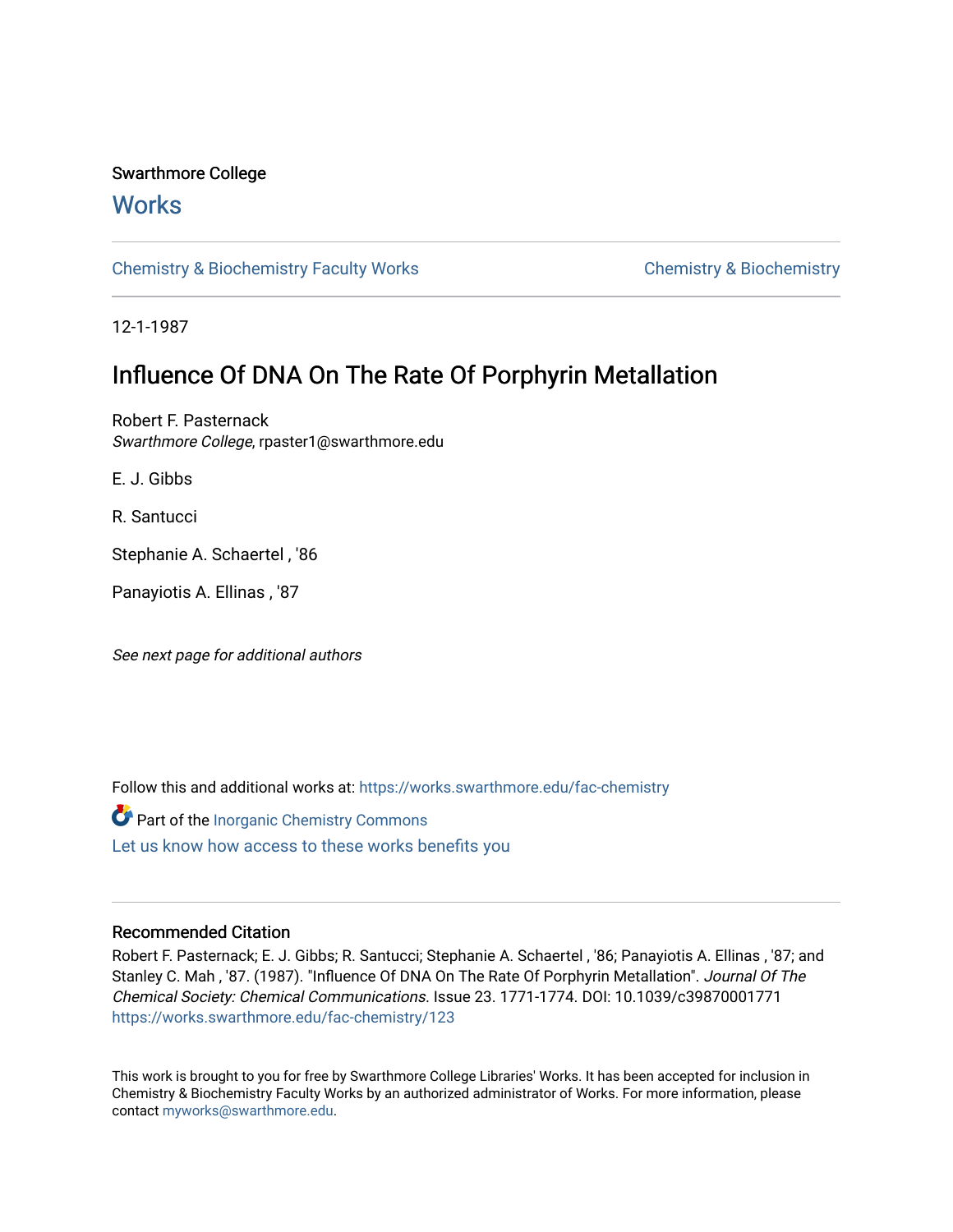Swarthmore College

# Works

Chemistry & Biochemistry Faculty Works

Chemistry & Biochemistry

12-1-1987

## Influence Of DNA On The Rate Of Porphyrin Metallation

Robert F. Pasternack
*Swarthmore College*, rpaster1@swarthmore.edu

E. J. Gibbs

R. Santucci

Stephanie A. Schaertel , '86

Panayiotis A. Ellinas , '87

*See next page for additional authors*

Follow this and additional works at: https://works.swarthmore.edu/fac-chemistry

Part of the Inorganic Chemistry Commons

Let us know how access to these works benefits you

### Recommended Citation

Robert F. Pasternack; E. J. Gibbs; R. Santucci; Stephanie A. Schaertel , '86; Panayiotis A. Ellinas , '87; and Stanley C. Mah , '87. (1987). "Influence Of DNA On The Rate Of Porphyrin Metallation". *Journal Of The Chemical Society: Chemical Communications*. Issue 23. 1771-1774. DOI: 10.1039/c39870001771
https://works.swarthmore.edu/fac-chemistry/123

This work is brought to you for free by Swarthmore College Libraries' Works. It has been accepted for inclusion in Chemistry & Biochemistry Faculty Works by an authorized administrator of Works. For more information, please contact myworks@swarthmore.edu.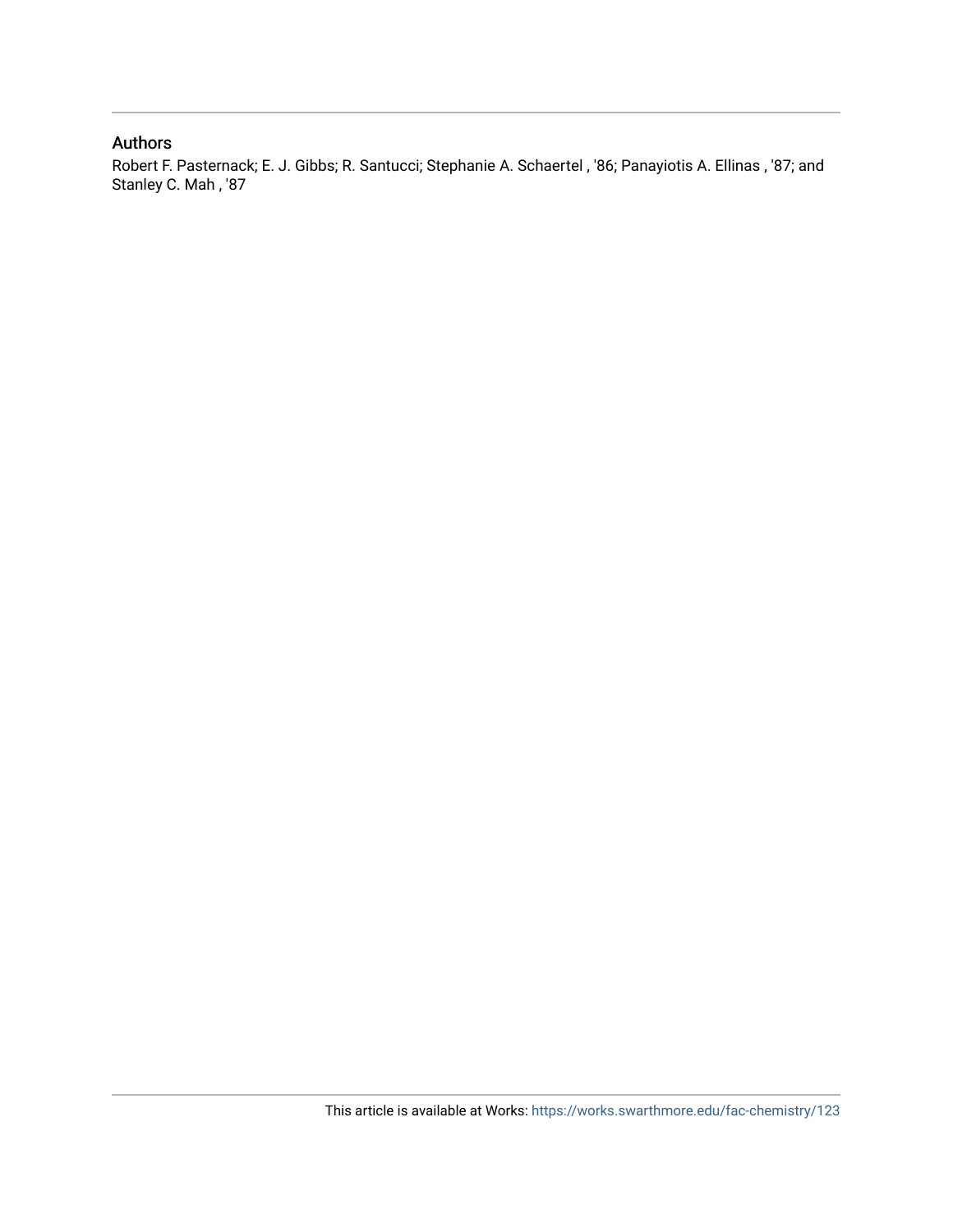## Authors

Robert F. Pasternack; E. J. Gibbs; R. Santucci; Stephanie A. Schaertel , '86; Panayiotis A. Ellinas , '87; and Stanley C. Mah , '87

This article is available at Works: https://works.swarthmore.edu/fac-chemistry/123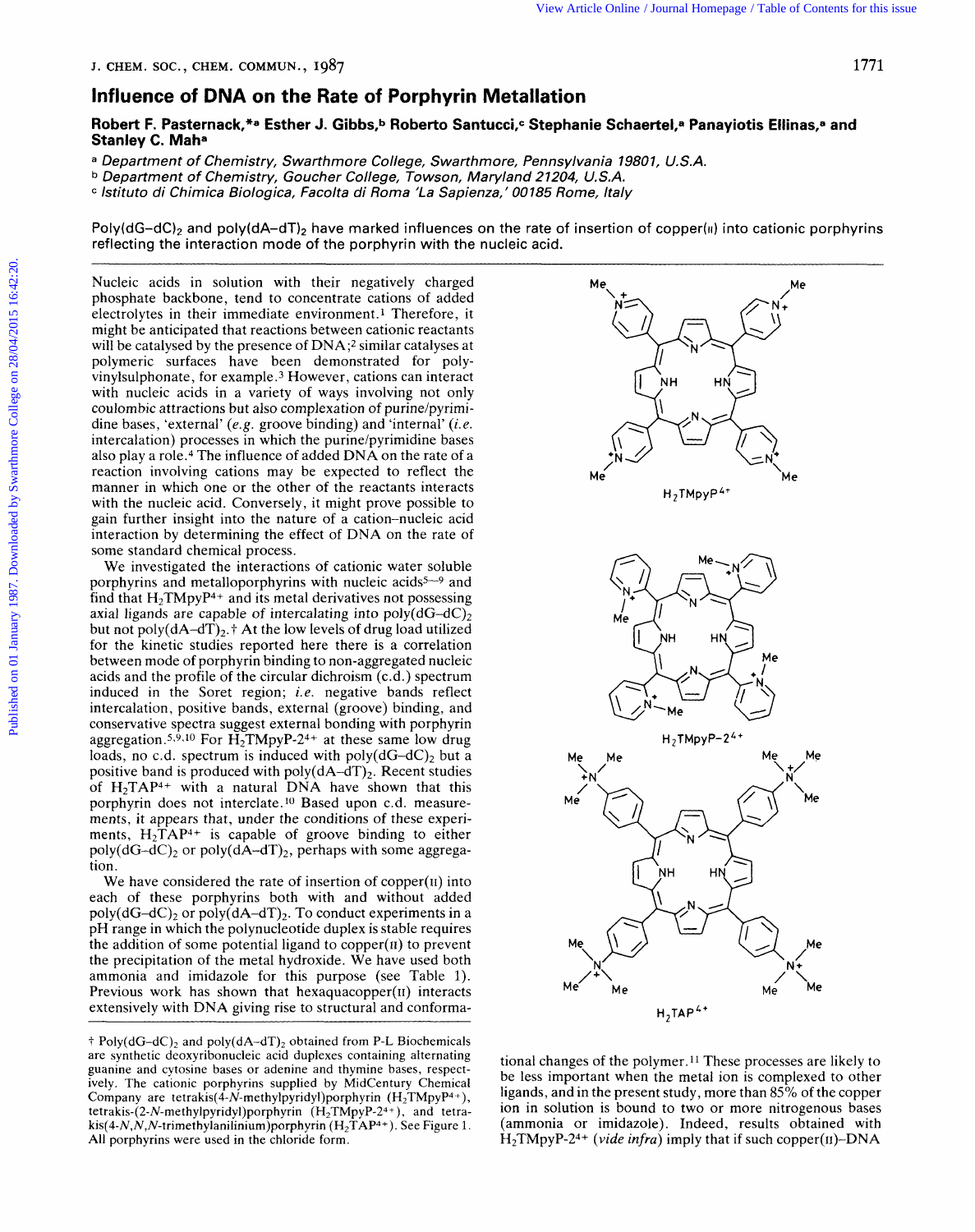# Influence of DNA on the Rate of Porphyrin Metallation

**Robert F. Pasternack,*[a] Esther J. Gibbs,[b] Roberto Santucci,[c] Stephanie Schaertel,[a] Panayiotis Ellinas,[a] and Stanley C. Mah[a]**

[a] *Department of Chemistry, Swarthmore College, Swarthmore, Pennsylvania 19801, U.S.A.*

[b] *Department of Chemistry, Goucher College, Towson, Maryland 21204, U.S.A.*

[c] *Istituto di Chimica Biologica, Facolta di Roma 'La Sapienza,' 00185 Rome, Italy*

Poly(dG–dC)$_2$ and poly(dA–dT)$_2$ have marked influences on the rate of insertion of copper(II) into cationic porphyrins reflecting the interaction mode of the porphyrin with the nucleic acid.

Nucleic acids in solution with their negatively charged phosphate backbone, tend to concentrate cations of added electrolytes in their immediate environment.[1] Therefore, it might be anticipated that reactions between cationic reactants will be catalysed by the presence of DNA;[2] similar catalyses at polymeric surfaces have been demonstrated for polyvinylsulphonate, for example.[3] However, cations can interact with nucleic acids in a variety of ways involving not only coulombic attractions but also complexation of purine/pyrimidine bases, 'external' (*e.g.* groove binding) and 'internal' (*i.e.* intercalation) processes in which the purine/pyrimidine bases also play a role.[4] The influence of added DNA on the rate of a reaction involving cations may be expected to reflect the manner in which one or the other of the reactants interacts with the nucleic acid. Conversely, it might prove possible to gain further insight into the nature of a cation–nucleic acid interaction by determining the effect of DNA on the rate of some standard chemical process.

We investigated the interactions of cationic water soluble porphyrins and metalloporphyrins with nucleic acids[5–9] and find that $H_2TMpyP^{4+}$ and its metal derivatives not possessing axial ligands are capable of intercalating into poly(dG–dC)$_2$ but not poly(dA–dT)$_2$.† At the low levels of drug load utilized for the kinetic studies reported here there is a correlation between mode of porphyrin binding to non-aggregated nucleic acids and the profile of the circular dichroism (c.d.) spectrum induced in the Soret region; *i.e.* negative bands reflect intercalation, positive bands, external (groove) binding, and conservative spectra suggest external bonding with porphyrin aggregation.[5,9,10] For $H_2TMpyP\text{-}2^{4+}$ at these same low drug loads, no c.d. spectrum is induced with poly(dG–dC)$_2$ but a positive band is produced with poly(dA–dT)$_2$. Recent studies of $H_2TAP^{4+}$ with a natural DNA have shown that this porphyrin does not intercalate.[10] Based upon c.d. measurements, it appears that, under the conditions of these experiments, $H_2TAP^{4+}$ is capable of groove binding to either poly(dG–dC)$_2$ or poly(dA–dT)$_2$, perhaps with some aggregation.

We have considered the rate of insertion of copper(II) into each of these porphyrins both with and without added poly(dG–dC)$_2$ or poly(dA–dT)$_2$. To conduct experiments in a pH range in which the polynucleotide duplex is stable requires the addition of some potential ligand to copper(II) to prevent the precipitation of the metal hydroxide. We have used both ammonia and imidazole for this purpose (see Table 1). Previous work has shown that hexaquacopper(II) interacts extensively with DNA giving rise to structural and conformational changes of the polymer.[11] These processes are likely to be less important when the metal ion is complexed to other ligands, and in the present study, more than 85% of the copper ion in solution is bound to two or more nitrogenous bases (ammonia or imidazole). Indeed, results obtained with $H_2TMpyP\text{-}2^{4+}$ (*vide infra*) imply that if such copper(II)–DNA

$H_2TMpyP^{4+}$

$H_2TMpyP\text{-}2^{4+}$

$H_2TAP^{4+}$

† Poly(dG–dC)$_2$ and poly(dA–dT)$_2$ obtained from P-L Biochemicals are synthetic deoxyribonucleic acid duplexes containing alternating guanine and cytosine bases or adenine and thymine bases, respectively. The cationic porphyrins supplied by MidCentury Chemical Company are tetrakis(4-*N*-methylpyridyl)porphyrin ($H_2TMpyP^{4+}$), tetrakis-(2-*N*-methylpyridyl)porphyrin ($H_2TMpyP\text{-}2^{4+}$), and tetrakis(4-*N,N,N*-trimethylanilinium)porphyrin ($H_2TAP^{4+}$). See Figure 1. All porphyrins were used in the chloride form.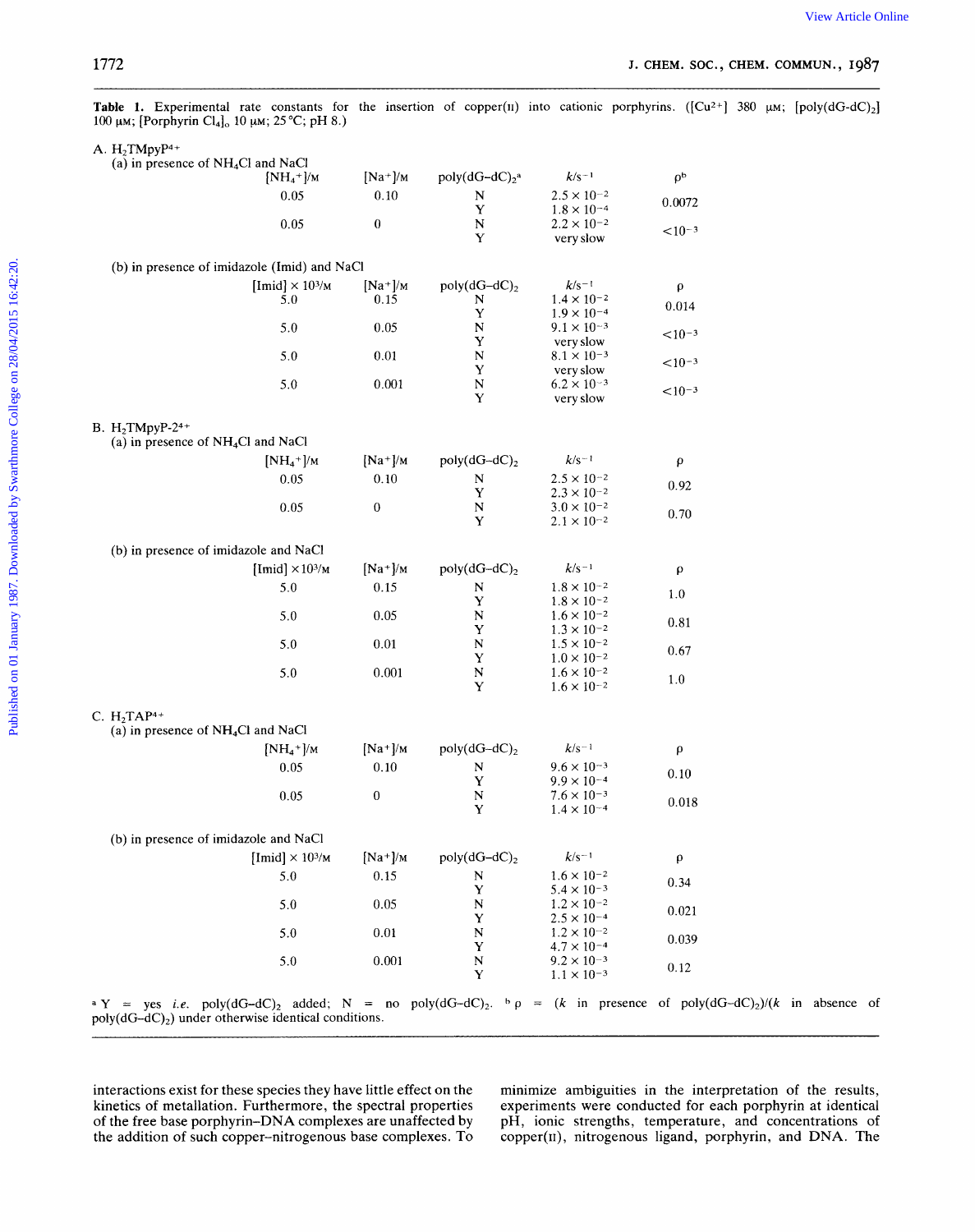**Table 1.** Experimental rate constants for the insertion of copper(II) into cationic porphyrins. ($[Cu^{2+}]$ 380 μM; [poly(dG-dC)$_2$] 100 μM; [Porphyrin $Cl_4$]$_o$ 10 μM; 25 °C; pH 8.)

A. $H_2TMpyP^{4+}$

(a) in presence of $NH_4Cl$ and NaCl

| $[NH_4^+]$/M | $[Na^+]$/M | poly(dG–dC)$_2$[a] | $k$/s$^{-1}$ | ρ[b] |
|---|---|---|---|---|
| 0.05 | 0.10 | N | $2.5 \times 10^{-2}$ | 0.0072 |
| | | Y | $1.8 \times 10^{-4}$ | |
| 0.05 | 0 | N | $2.2 \times 10^{-2}$ | $<10^{-3}$ |
| | | Y | very slow | |

(b) in presence of imidazole (Imid) and NaCl

| [Imid] $\times 10^3$/M | $[Na^+]$/M | poly(dG–dC)$_2$ | $k$/s$^{-1}$ | ρ |
|---|---|---|---|---|
| 5.0 | 0.15 | N | $1.4 \times 10^{-2}$ | 0.014 |
| | | Y | $1.9 \times 10^{-4}$ | |
| 5.0 | 0.05 | N | $9.1 \times 10^{-3}$ | $<10^{-3}$ |
| | | Y | very slow | |
| 5.0 | 0.01 | N | $8.1 \times 10^{-3}$ | $<10^{-3}$ |
| | | Y | very slow | |
| 5.0 | 0.001 | N | $6.2 \times 10^{-3}$ | $<10^{-3}$ |
| | | Y | very slow | |

B. $H_2TMpyP\text{-}2^{4+}$

(a) in presence of $NH_4Cl$ and NaCl

| $[NH_4^+]$/M | $[Na^+]$/M | poly(dG–dC)$_2$ | $k$/s$^{-1}$ | ρ |
|---|---|---|---|---|
| 0.05 | 0.10 | N | $2.5 \times 10^{-2}$ | 0.92 |
| | | Y | $2.3 \times 10^{-2}$ | |
| 0.05 | 0 | N | $3.0 \times 10^{-2}$ | 0.70 |
| | | Y | $2.1 \times 10^{-2}$ | |

(b) in presence of imidazole and NaCl

| [Imid] $\times 10^3$/M | $[Na^+]$/M | poly(dG–dC)$_2$ | $k$/s$^{-1}$ | ρ |
|---|---|---|---|---|
| 5.0 | 0.15 | N | $1.8 \times 10^{-2}$ | 1.0 |
| | | Y | $1.8 \times 10^{-2}$ | |
| 5.0 | 0.05 | N | $1.6 \times 10^{-2}$ | 0.81 |
| | | Y | $1.3 \times 10^{-2}$ | |
| 5.0 | 0.01 | N | $1.5 \times 10^{-2}$ | 0.67 |
| | | Y | $1.0 \times 10^{-2}$ | |
| 5.0 | 0.001 | N | $1.6 \times 10^{-2}$ | 1.0 |
| | | Y | $1.6 \times 10^{-2}$ | |

C. $H_2TAP^{4+}$

(a) in presence of $NH_4Cl$ and NaCl

| $[NH_4^+]$/M | $[Na^+]$/M | poly(dG–dC)$_2$ | $k$/s$^{-1}$ | ρ |
|---|---|---|---|---|
| 0.05 | 0.10 | N | $9.6 \times 10^{-3}$ | 0.10 |
| | | Y | $9.9 \times 10^{-4}$ | |
| 0.05 | 0 | N | $7.6 \times 10^{-3}$ | 0.018 |
| | | Y | $1.4 \times 10^{-4}$ | |

(b) in presence of imidazole and NaCl

| [Imid] $\times 10^3$/M | $[Na^+]$/M | poly(dG–dC)$_2$ | $k$/s$^{-1}$ | ρ |
|---|---|---|---|---|
| 5.0 | 0.15 | N | $1.6 \times 10^{-2}$ | 0.34 |
| | | Y | $5.4 \times 10^{-3}$ | |
| 5.0 | 0.05 | N | $1.2 \times 10^{-2}$ | 0.021 |
| | | Y | $2.5 \times 10^{-4}$ | |
| 5.0 | 0.01 | N | $1.2 \times 10^{-2}$ | 0.039 |
| | | Y | $4.7 \times 10^{-4}$ | |
| 5.0 | 0.001 | N | $9.2 \times 10^{-3}$ | 0.12 |
| | | Y | $1.1 \times 10^{-3}$ | |

[a] Y = yes *i.e.* poly(dG–dC)$_2$ added; N = no poly(dG–dC)$_2$. [b] ρ = ($k$ in presence of poly(dG–dC)$_2$)/($k$ in absence of poly(dG–dC)$_2$) under otherwise identical conditions.

interactions exist for these species they have little effect on the kinetics of metallation. Furthermore, the spectral properties of the free base porphyrin–DNA complexes are unaffected by the addition of such copper–nitrogenous base complexes. To minimize ambiguities in the interpretation of the results, experiments were conducted for each porphyrin at identical pH, ionic strengths, temperature, and concentrations of copper(II), nitrogenous ligand, porphyrin, and DNA. The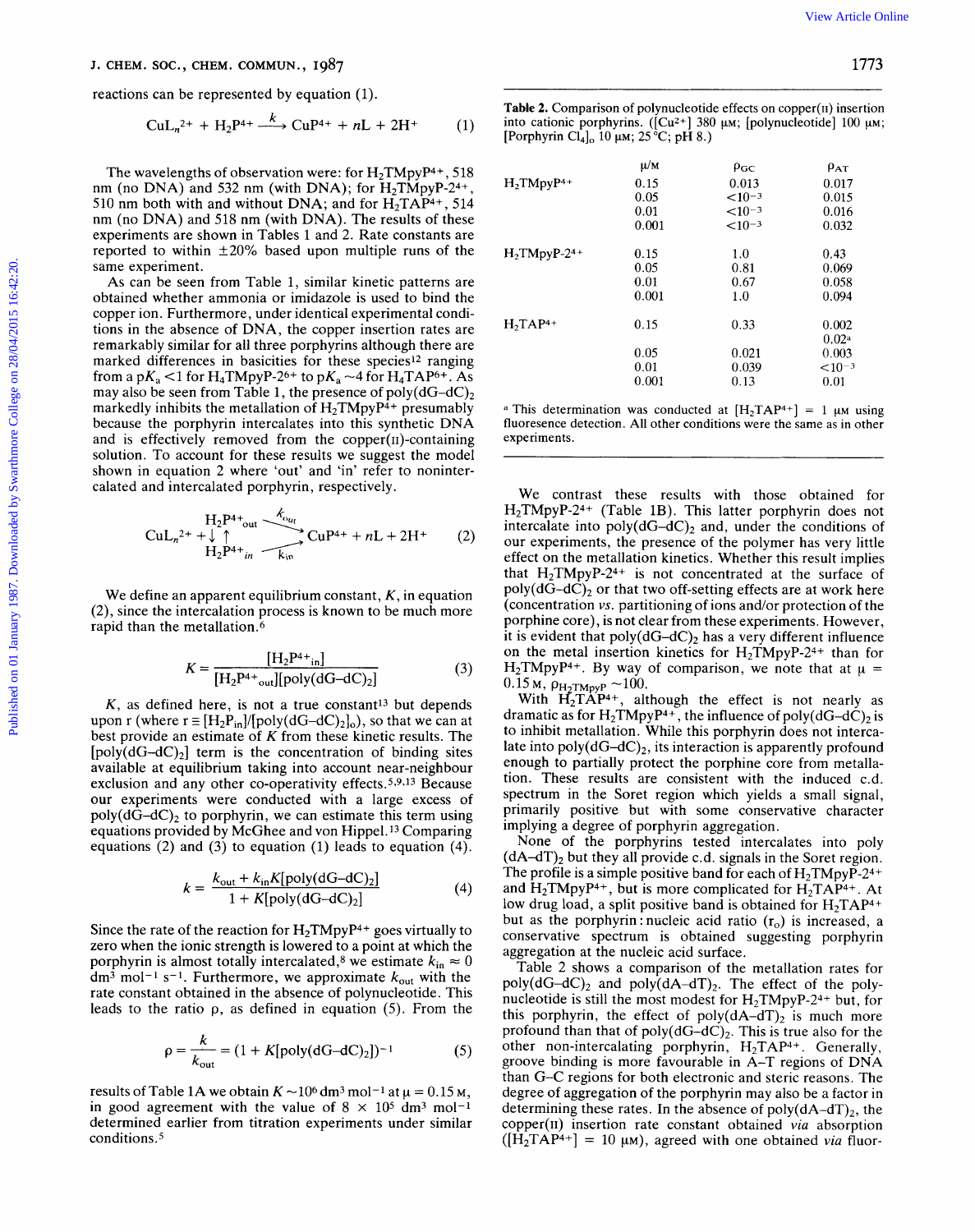reactions can be represented by equation (1).

$$CuL_n^{2+} + H_2P^{4+} \xrightarrow{k} CuP^{4+} + nL + 2H^+ \quad (1)$$

The wavelengths of observation were: for $H_2TMpyP^{4+}$, 518 nm (no DNA) and 532 nm (with DNA); for $H_2TMpyP\text{-}2^{4+}$, 510 nm both with and without DNA; and for $H_2TAP^{4+}$, 514 nm (no DNA) and 518 nm (with DNA). The results of these experiments are shown in Tables 1 and 2. Rate constants are reported to within ±20% based upon multiple runs of the same experiment.

As can be seen from Table 1, similar kinetic patterns are obtained whether ammonia or imidazole is used to bind the copper ion. Furthermore, under identical experimental conditions in the absence of DNA, the copper insertion rates are remarkably similar for all three porphyrins although there are marked differences in basicities for these species[12] ranging from a $pK_a$ <1 for $H_4TMpyP\text{-}2^{6+}$ to $pK_a$ ~4 for $H_4TAP^{6+}$. As may also be seen from Table 1, the presence of poly(dG–dC)$_2$ markedly inhibits the metallation of $H_2TMpyP^{4+}$ presumably because the porphyrin intercalates into this synthetic DNA and is effectively removed from the copper(II)-containing solution. To account for these results we suggest the model shown in equation 2 where 'out' and 'in' refer to nonintercalated and intercalated porphyrin, respectively.

$$CuL_n^{2+} + \begin{matrix} H_2P^{4+}{}_{out} \\ \downarrow\uparrow \\ H_2P^{4+}{}_{in} \end{matrix} \begin{matrix} \xrightarrow{k_{out}} \\ \\ \xrightarrow[k_{in}]{} \end{matrix} CuP^{4+} + nL + 2H^+ \quad (2)$$

We define an apparent equilibrium constant, $K$, in equation (2), since the intercalation process is known to be much more rapid than the metallation.[6]

$$K = \frac{[H_2P^{4+}{}_{in}]}{[H_2P^{4+}{}_{out}][\text{poly(dG–dC)}_2]} \quad (3)$$

$K$, as defined here, is not a true constant[13] but depends upon $r$ (where $r \equiv [H_2P_{in}]/[\text{poly(dG–dC)}_2]_o$), so that we can at best provide an estimate of $K$ from these kinetic results. The [poly(dG–dC)$_2$] term is the concentration of binding sites available at equilibrium taking into account near-neighbour exclusion and any other co-operativity effects.[5,9,13] Because our experiments were conducted with a large excess of poly(dG–dC)$_2$ to porphyrin, we can estimate this term using equations provided by McGhee and von Hippel.[13] Comparing equations (2) and (3) to equation (1) leads to equation (4).

$$k = \frac{k_{out} + k_{in}K[\text{poly(dG–dC)}_2]}{1 + K[\text{poly(dG–dC)}_2]} \quad (4)$$

Since the rate of the reaction for $H_2TMpyP^{4+}$ goes virtually to zero when the ionic strength is lowered to a point at which the porphyrin is almost totally intercalated,[8] we estimate $k_{in} \approx 0$ $dm^3\ mol^{-1}\ s^{-1}$. Furthermore, we approximate $k_{out}$ with the rate constant obtained in the absence of polynucleotide. This leads to the ratio $\rho$, as defined in equation (5). From the

$$\rho = \frac{k}{k_{out}} = (1 + K[\text{poly(dG–dC)}_2])^{-1} \quad (5)$$

results of Table 1A we obtain $K \sim 10^6\ dm^3\ mol^{-1}$ at $\mu$ = 0.15 M, in good agreement with the value of $8 \times 10^5\ dm^3\ mol^{-1}$ determined earlier from titration experiments under similar conditions.[5]

**Table 2.** Comparison of polynucleotide effects on copper(II) insertion into cationic porphyrins. ([$Cu^{2+}$] 380 μM; [polynucleotide] 100 μM; [Porphyrin $Cl_4$]$_o$ 10 μM; 25 °C; pH 8.)

| | μ/M | $\rho_{GC}$ | $\rho_{AT}$ |
|---|---|---|---|
| $H_2TMpyP^{4+}$ | 0.15 | 0.013 | 0.017 |
| | 0.05 | $<10^{-3}$ | 0.015 |
| | 0.01 | $<10^{-3}$ | 0.016 |
| | 0.001 | $<10^{-3}$ | 0.032 |
| $H_2TMpyP\text{-}2^{4+}$ | 0.15 | 1.0 | 0.43 |
| | 0.05 | 0.81 | 0.069 |
| | 0.01 | 0.67 | 0.058 |
| | 0.001 | 1.0 | 0.094 |
| $H_2TAP^{4+}$ | 0.15 | 0.33 | 0.002 |
| | | | 0.02[a] |
| | 0.05 | 0.021 | 0.003 |
| | 0.01 | 0.039 | $<10^{-3}$ |
| | 0.001 | 0.13 | 0.01 |

[a] This determination was conducted at [$H_2TAP^{4+}$] = 1 μM using fluoresence detection. All other conditions were the same as in other experiments.

We contrast these results with those obtained for $H_2TMpyP\text{-}2^{4+}$ (Table 1B). This latter porphyrin does not intercalate into poly(dG–dC)$_2$ and, under the conditions of our experiments, the presence of the polymer has very little effect on the metallation kinetics. Whether this result implies that $H_2TMpyP\text{-}2^{4+}$ is not concentrated at the surface of poly(dG–dC)$_2$ or that two off-setting effects are at work here (concentration *vs.* partitioning of ions and/or protection of the porphine core), is not clear from these experiments. However, it is evident that poly(dG–dC)$_2$ has a very different influence on the metal insertion kinetics for $H_2TMpyP\text{-}2^{4+}$ than for $H_2TMpyP^{4+}$. By way of comparison, we note that at $\mu$ = 0.15 M, $\rho_{H_2TMpyP}$ ~100.

With $H_2TAP^{4+}$, although the effect is not nearly as dramatic as for $H_2TMpyP^{4+}$, the influence of poly(dG–dC)$_2$ is to inhibit metallation. While this porphyrin does not intercalate into poly(dG–dC)$_2$, its interaction is apparently profound enough to partially protect the porphine core from metallation. These results are consistent with the induced c.d. spectrum in the Soret region which yields a small signal, primarily positive but with some conservative character implying a degree of porphyrin aggregation.

None of the porphyrins tested intercalates into poly (dA–dT)$_2$ but they all provide c.d. signals in the Soret region. The profile is a simple positive band for each of $H_2TMpyP\text{-}2^{4+}$ and $H_2TMpyP^{4+}$, but is more complicated for $H_2TAP^{4+}$. At low drug load, a split positive band is obtained for $H_2TAP^{4+}$ but as the porphyrin : nucleic acid ratio ($r_o$) is increased, a conservative spectrum is obtained suggesting porphyrin aggregation at the nucleic acid surface.

Table 2 shows a comparison of the metallation rates for poly(dG–dC)$_2$ and poly(dA–dT)$_2$. The effect of the polynucleotide is still the most modest for $H_2TMpyP\text{-}2^{4+}$ but, for this porphyrin, the effect of poly(dA–dT)$_2$ is much more profound than that of poly(dG–dC)$_2$. This is true also for the other non-intercalating porphyrin, $H_2TAP^{4+}$. Generally, groove binding is more favourable in A–T regions of DNA than G–C regions for both electronic and steric reasons. The degree of aggregation of the porphyrin may also be a factor in determining these rates. In the absence of poly(dA–dT)$_2$, the copper(II) insertion rate constant obtained *via* absorption ([$H_2TAP^{4+}$] = 10 μM), agreed with one obtained *via* fluor-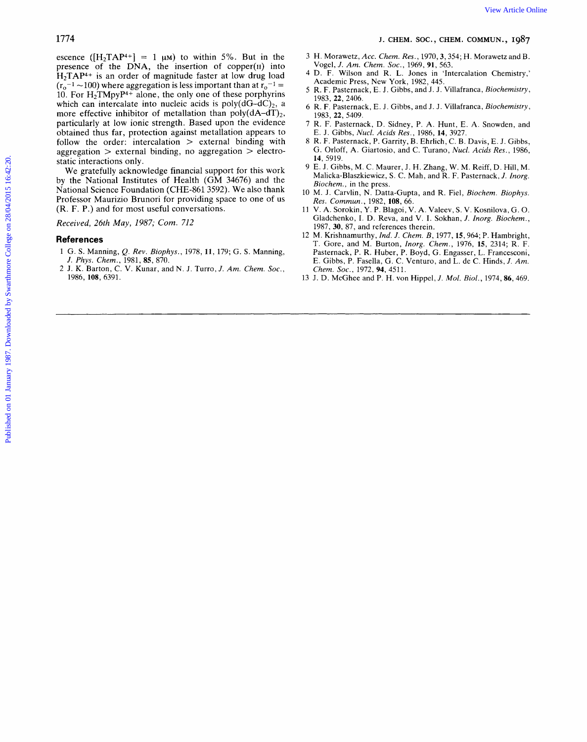escence ($[H_2TAP^{4+}]$ = 1 μM) to within 5%. But in the presence of the DNA, the insertion of copper(II) into $H_2TAP^{4+}$ is an order of magnitude faster at low drug load ($r_o^{-1} \sim 100$) where aggregation is less important than at $r_o^{-1}$ = 10. For $H_2TMpyP^{4+}$ alone, the only one of these porphyrins which can intercalate into nucleic acids is poly(dG–dC)$_2$, a more effective inhibitor of metallation than poly(dA–dT)$_2$, particularly at low ionic strength. Based upon the evidence obtained thus far, protection against metallation appears to follow the order: intercalation > external binding with aggregation > external binding, no aggregation > electrostatic interactions only.

We gratefully acknowledge financial support for this work by the National Institutes of Health (GM 34676) and the National Science Foundation (CHE-861 3592). We also thank Professor Maurizio Brunori for providing space to one of us (R. F. P.) and for most useful conversations.

*Received, 26th May, 1987; Com. 712*

## References

1 G. S. Manning, *Q. Rev. Biophys.*, 1978, **11**, 179; G. S. Manning, *J. Phys. Chem.*, 1981, **85**, 870.

2 J. K. Barton, C. V. Kunar, and N. J. Turro, *J. Am. Chem. Soc.*, 1986, **108**, 6391.

3 H. Morawetz, *Acc. Chem. Res.*, 1970, **3**, 354; H. Morawetz and B. Vogel, *J. Am. Chem. Soc.*, 1969, **91**, 563.

4 D. F. Wilson and R. L. Jones in 'Intercalation Chemistry,' Academic Press, New York, 1982, 445.

5 R. F. Pasternack, E. J. Gibbs, and J. J. Villafranca, *Biochemistry*, 1983, **22**, 2406.

6 R. F. Pasternack, E. J. Gibbs, and J. J. Villafranca, *Biochemistry*, 1983, **22**, 5409.

7 R. F. Pasternack, D. Sidney, P. A. Hunt, E. A. Snowden, and E. J. Gibbs, *Nucl. Acids Res.*, 1986, **14**, 3927.

8 R. F. Pasternack, P. Garrity, B. Ehrlich, C. B. Davis, E. J. Gibbs, G. Orloff, A. Giartosio, and C. Turano, *Nucl. Acids Res.*, 1986, **14**, 5919.

9 E. J. Gibbs, M. C. Maurer, J. H. Zhang, W. M. Reiff, D. Hill, M. Malicka-Blaszkiewicz, S. C. Mah, and R. F. Pasternack, *J. Inorg. Biochem.*, in the press.

10 M. J. Carvlin, N. Datta-Gupta, and R. Fiel, *Biochem. Biophys. Res. Commun.*, 1982, **108**, 66.

11 V. A. Sorokin, Y. P. Blagoi, V. A. Valeev, S. V. Kosnilova, G. O. Gladchenko, I. D. Reva, and V. I. Sokhan, *J. Inorg. Biochem.*, 1987, **30**, 87, and references therein.

12 M. Krishnamurthy, *Ind. J. Chem. B*, 1977, **15**, 964; P. Hambright, T. Gore, and M. Burton, *Inorg. Chem.*, 1976, **15**, 2314; R. F. Pasternack, P. R. Huber, P. Boyd, G. Engasser, L. Francesconi, E. Gibbs, P. Fasella, G. C. Venturo, and L. de C. Hinds, *J. Am. Chem. Soc.*, 1972, **94**, 4511.

13 J. D. McGhee and P. H. von Hippel, *J. Mol. Biol.*, 1974, **86**, 469.